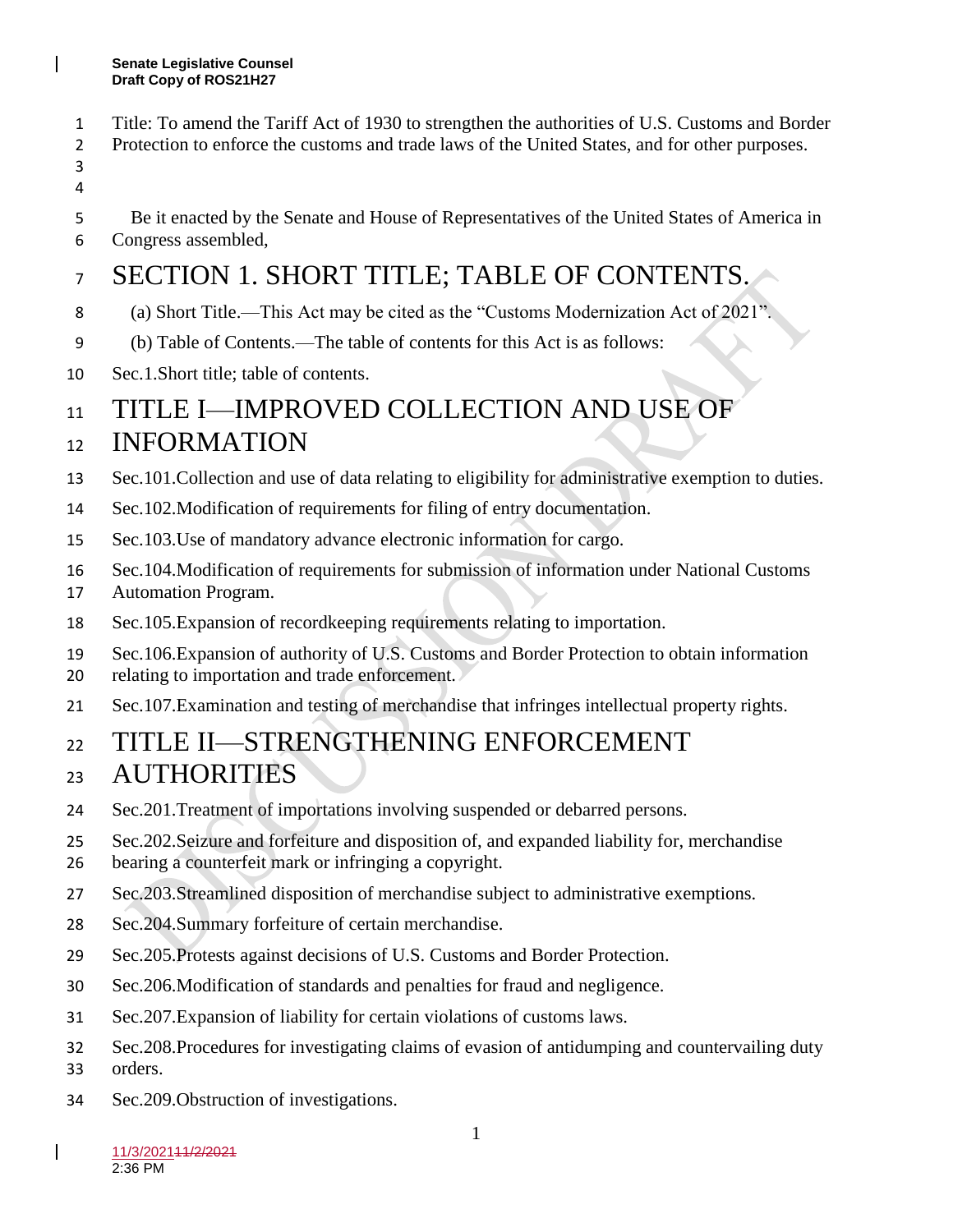Title: To amend the Tariff Act of 1930 to strengthen the authorities of U.S. Customs and Border Protection to enforce the customs and trade laws of the United States, and for other purposes.

Be it enacted by the Senate and House of Representatives of the United States of America in Congress assembled,

# SECTION 1. SHORT TITLE; TABLE OF CONTENTS.

(a) Short Title.—This Act may be cited as the "Customs Modernization Act of 2021".

(b) Table of Contents.—The table of contents for this Act is as follows:

Sec.1.Short title; table of contents.

# TITLE I—IMPROVED COLLECTION AND USE OF INFORMATION

Sec.101.Collection and use of data relating to eligibility for administrative exemption to duties.

Sec.102.Modification of requirements for filing of entry documentation.

Sec.103.Use of mandatory advance electronic information for cargo.

Sec.104.Modification of requirements for submission of information under National Customs Automation Program.

Sec.105.Expansion of recordkeeping requirements relating to importation.

Sec.106.Expansion of authority of U.S. Customs and Border Protection to obtain information relating to importation and trade enforcement.

Sec.107.Examination and testing of merchandise that infringes intellectual property rights.

# TITLE II—STRENGTHENING ENFORCEMENT AUTHORITIES

Sec.201.Treatment of importations involving suspended or debarred persons.

Sec.202.Seizure and forfeiture and disposition of, and expanded liability for, merchandise bearing a counterfeit mark or infringing a copyright.

Sec.203.Streamlined disposition of merchandise subject to administrative exemptions.

Sec.204.Summary forfeiture of certain merchandise.

Sec.205.Protests against decisions of U.S. Customs and Border Protection.

Sec.206.Modification of standards and penalties for fraud and negligence.

Sec.207.Expansion of liability for certain violations of customs laws.

Sec.208.Procedures for investigating claims of evasion of antidumping and countervailing duty orders.

Sec.209.Obstruction of investigations.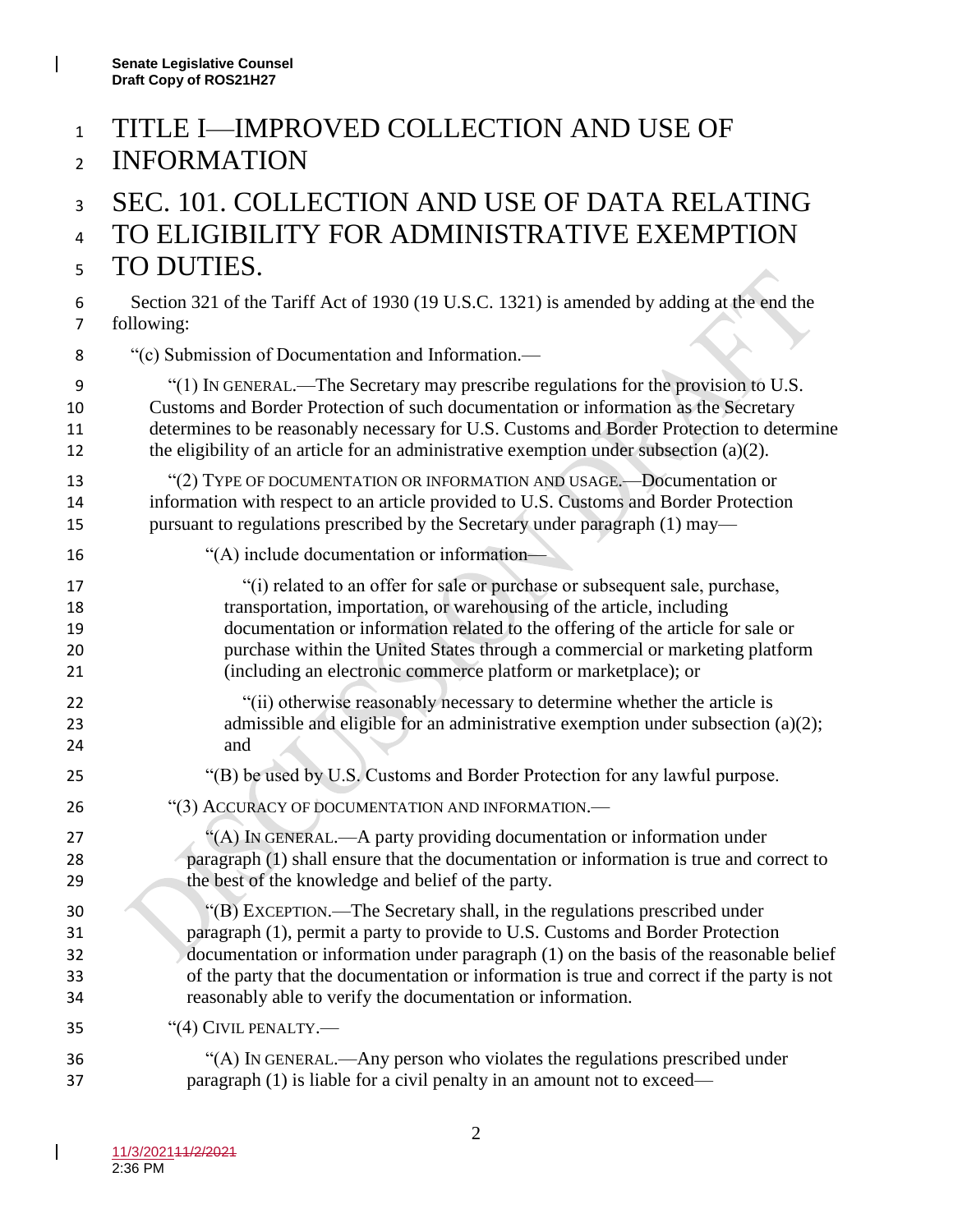# TITLE I—IMPROVED COLLECTION AND USE OF INFORMATION

## SEC. 101. COLLECTION AND USE OF DATA RELATING TO ELIGIBILITY FOR ADMINISTRATIVE EXEMPTION TO DUTIES.

Section 321 of the Tariff Act of 1930 (19 U.S.C. 1321) is amended by adding at the end the following:

"(c) Submission of Documentation and Information.—

"(1) IN GENERAL.—The Secretary may prescribe regulations for the provision to U.S. Customs and Border Protection of such documentation or information as the Secretary determines to be reasonably necessary for U.S. Customs and Border Protection to determine the eligibility of an article for an administrative exemption under subsection (a)(2).

"(2) TYPE OF DOCUMENTATION OR INFORMATION AND USAGE.—Documentation or information with respect to an article provided to U.S. Customs and Border Protection pursuant to regulations prescribed by the Secretary under paragraph (1) may—

"(A) include documentation or information—

"(i) related to an offer for sale or purchase or subsequent sale, purchase, transportation, importation, or warehousing of the article, including documentation or information related to the offering of the article for sale or purchase within the United States through a commercial or marketing platform (including an electronic commerce platform or marketplace); or

"(ii) otherwise reasonably necessary to determine whether the article is admissible and eligible for an administrative exemption under subsection (a)(2); and

"(B) be used by U.S. Customs and Border Protection for any lawful purpose.

"(3) ACCURACY OF DOCUMENTATION AND INFORMATION.—

"(A) IN GENERAL.—A party providing documentation or information under paragraph (1) shall ensure that the documentation or information is true and correct to the best of the knowledge and belief of the party.

"(B) EXCEPTION.—The Secretary shall, in the regulations prescribed under paragraph (1), permit a party to provide to U.S. Customs and Border Protection documentation or information under paragraph (1) on the basis of the reasonable belief of the party that the documentation or information is true and correct if the party is not reasonably able to verify the documentation or information.

"(4) CIVIL PENALTY.—

"(A) IN GENERAL.—Any person who violates the regulations prescribed under paragraph (1) is liable for a civil penalty in an amount not to exceed—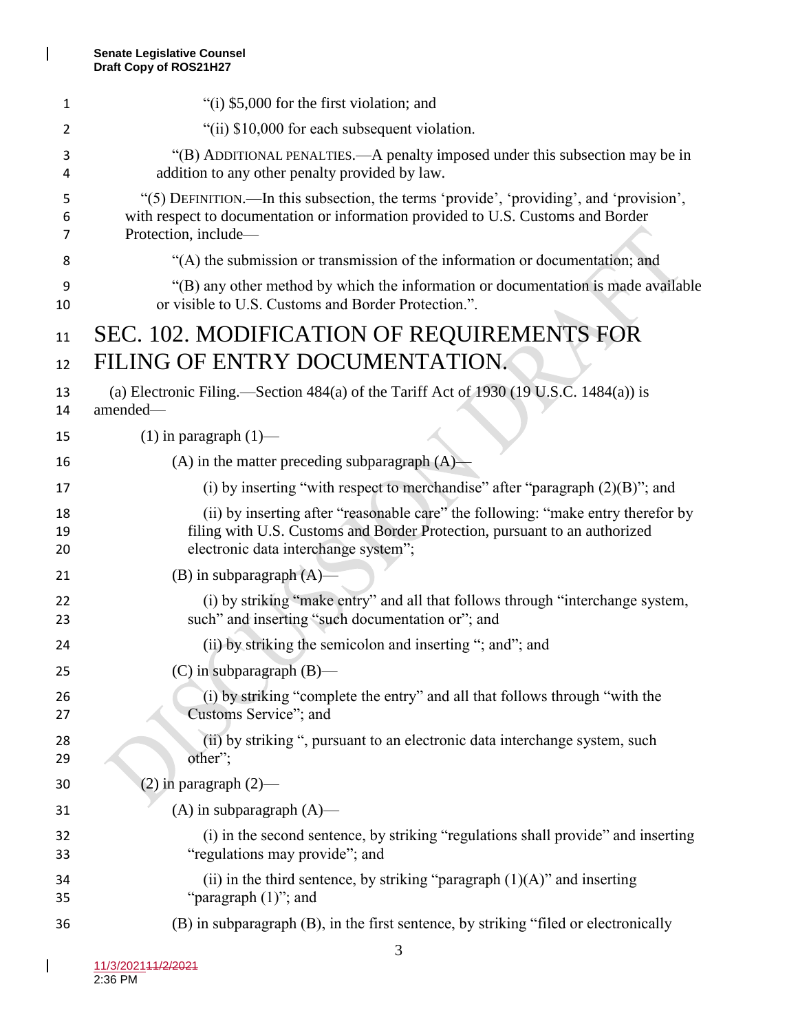"(i) $5,000 for the first violation; and

"(ii) $10,000 for each subsequent violation.

"(B) ADDITIONAL PENALTIES.—A penalty imposed under this subsection may be in addition to any other penalty provided by law.

"(5) DEFINITION.—In this subsection, the terms 'provide', 'providing', and 'provision', with respect to documentation or information provided to U.S. Customs and Border Protection, include—

"(A) the submission or transmission of the information or documentation; and

"(B) any other method by which the information or documentation is made available or visible to U.S. Customs and Border Protection.".

# SEC. 102. MODIFICATION OF REQUIREMENTS FOR FILING OF ENTRY DOCUMENTATION.

(a) Electronic Filing.—Section 484(a) of the Tariff Act of 1930 (19 U.S.C. 1484(a)) is amended—

(1) in paragraph (1)—

(A) in the matter preceding subparagraph (A)—

(i) by inserting "with respect to merchandise" after "paragraph (2)(B)"; and

(ii) by inserting after "reasonable care" the following: "make entry therefor by filing with U.S. Customs and Border Protection, pursuant to an authorized electronic data interchange system";

(B) in subparagraph (A)—

(i) by striking "make entry" and all that follows through "interchange system, such" and inserting "such documentation or"; and

(ii) by striking the semicolon and inserting "; and"; and

(C) in subparagraph (B)—

(i) by striking "complete the entry" and all that follows through "with the Customs Service"; and

(ii) by striking ", pursuant to an electronic data interchange system, such other";

(2) in paragraph (2)—

(A) in subparagraph (A)—

(i) in the second sentence, by striking "regulations shall provide" and inserting "regulations may provide"; and

(ii) in the third sentence, by striking "paragraph (1)(A)" and inserting "paragraph (1)"; and

(B) in subparagraph (B), in the first sentence, by striking "filed or electronically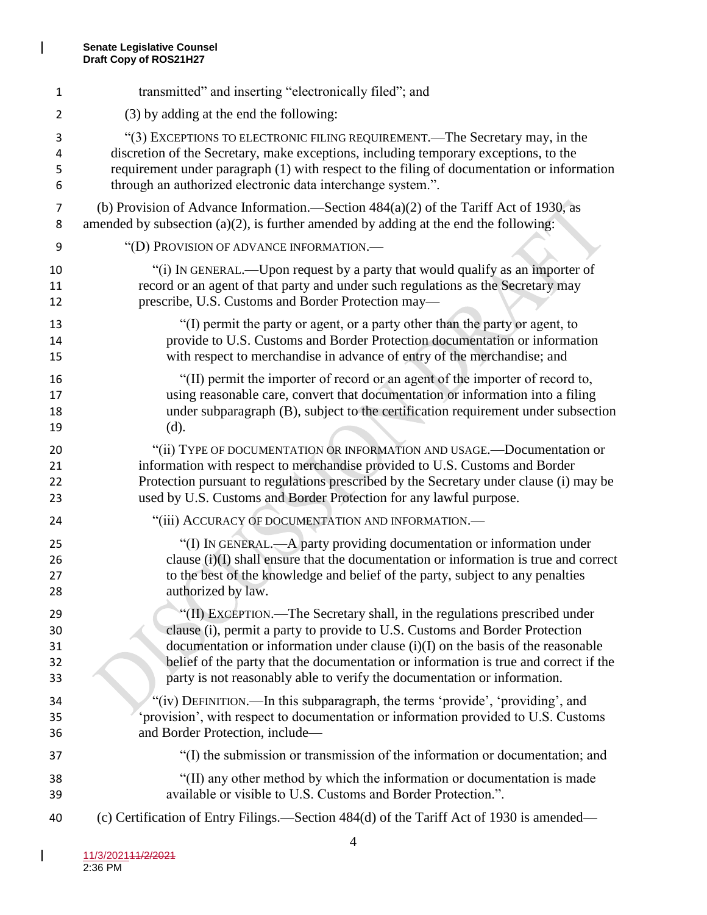transmitted" and inserting "electronically filed"; and

(3) by adding at the end the following:

"(3) EXCEPTIONS TO ELECTRONIC FILING REQUIREMENT.—The Secretary may, in the discretion of the Secretary, make exceptions, including temporary exceptions, to the requirement under paragraph (1) with respect to the filing of documentation or information through an authorized electronic data interchange system.".

(b) Provision of Advance Information.—Section 484(a)(2) of the Tariff Act of 1930, as amended by subsection (a)(2), is further amended by adding at the end the following:

"(D) PROVISION OF ADVANCE INFORMATION.—

"(i) IN GENERAL.—Upon request by a party that would qualify as an importer of record or an agent of that party and under such regulations as the Secretary may prescribe, U.S. Customs and Border Protection may—

"(I) permit the party or agent, or a party other than the party or agent, to provide to U.S. Customs and Border Protection documentation or information with respect to merchandise in advance of entry of the merchandise; and

"(II) permit the importer of record or an agent of the importer of record to, using reasonable care, convert that documentation or information into a filing under subparagraph (B), subject to the certification requirement under subsection (d).

"(ii) TYPE OF DOCUMENTATION OR INFORMATION AND USAGE.—Documentation or information with respect to merchandise provided to U.S. Customs and Border Protection pursuant to regulations prescribed by the Secretary under clause (i) may be used by U.S. Customs and Border Protection for any lawful purpose.

"(iii) ACCURACY OF DOCUMENTATION AND INFORMATION.—

"(I) IN GENERAL.—A party providing documentation or information under clause (i)(I) shall ensure that the documentation or information is true and correct to the best of the knowledge and belief of the party, subject to any penalties authorized by law.

"(II) EXCEPTION.—The Secretary shall, in the regulations prescribed under clause (i), permit a party to provide to U.S. Customs and Border Protection documentation or information under clause (i)(I) on the basis of the reasonable belief of the party that the documentation or information is true and correct if the party is not reasonably able to verify the documentation or information.

"(iv) DEFINITION.—In this subparagraph, the terms 'provide', 'providing', and 'provision', with respect to documentation or information provided to U.S. Customs and Border Protection, include—

"(I) the submission or transmission of the information or documentation; and

"(II) any other method by which the information or documentation is made available or visible to U.S. Customs and Border Protection.".

(c) Certification of Entry Filings.—Section 484(d) of the Tariff Act of 1930 is amended—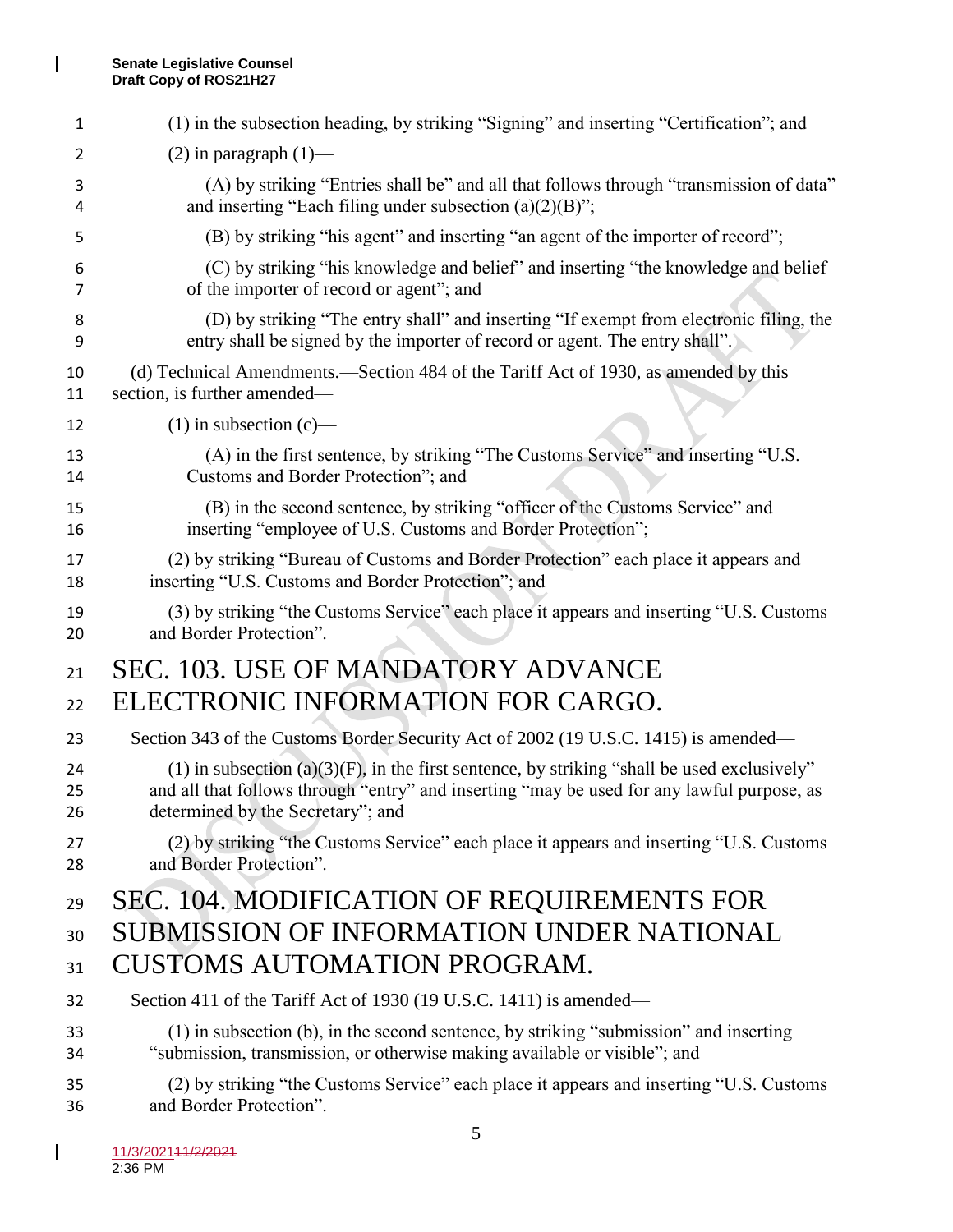(1) in the subsection heading, by striking "Signing" and inserting "Certification"; and

(2) in paragraph (1)—

(A) by striking "Entries shall be" and all that follows through "transmission of data" and inserting "Each filing under subsection (a)(2)(B)";

(B) by striking "his agent" and inserting "an agent of the importer of record";

(C) by striking "his knowledge and belief" and inserting "the knowledge and belief of the importer of record or agent"; and

(D) by striking "The entry shall" and inserting "If exempt from electronic filing, the entry shall be signed by the importer of record or agent. The entry shall".

(d) Technical Amendments.—Section 484 of the Tariff Act of 1930, as amended by this section, is further amended—

(1) in subsection (c)—

(A) in the first sentence, by striking "The Customs Service" and inserting "U.S. Customs and Border Protection"; and

(B) in the second sentence, by striking "officer of the Customs Service" and inserting "employee of U.S. Customs and Border Protection";

(2) by striking "Bureau of Customs and Border Protection" each place it appears and inserting "U.S. Customs and Border Protection"; and

(3) by striking "the Customs Service" each place it appears and inserting "U.S. Customs and Border Protection".

# SEC. 103. USE OF MANDATORY ADVANCE ELECTRONIC INFORMATION FOR CARGO.

Section 343 of the Customs Border Security Act of 2002 (19 U.S.C. 1415) is amended—

(1) in subsection (a)(3)(F), in the first sentence, by striking "shall be used exclusively" and all that follows through "entry" and inserting "may be used for any lawful purpose, as determined by the Secretary"; and

(2) by striking "the Customs Service" each place it appears and inserting "U.S. Customs and Border Protection".

# SEC. 104. MODIFICATION OF REQUIREMENTS FOR SUBMISSION OF INFORMATION UNDER NATIONAL CUSTOMS AUTOMATION PROGRAM.

Section 411 of the Tariff Act of 1930 (19 U.S.C. 1411) is amended—

(1) in subsection (b), in the second sentence, by striking "submission" and inserting "submission, transmission, or otherwise making available or visible"; and

(2) by striking "the Customs Service" each place it appears and inserting "U.S. Customs and Border Protection".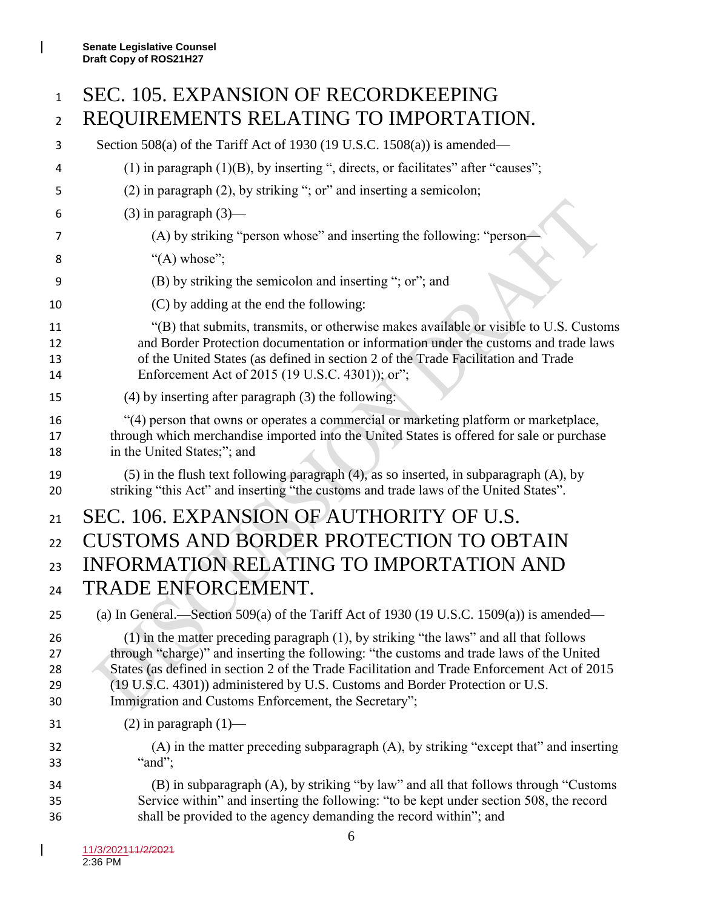## SEC. 105. EXPANSION OF RECORDKEEPING REQUIREMENTS RELATING TO IMPORTATION.

Section 508(a) of the Tariff Act of 1930 (19 U.S.C. 1508(a)) is amended—

(1) in paragraph (1)(B), by inserting ", directs, or facilitates" after "causes";

(2) in paragraph (2), by striking "; or" and inserting a semicolon;

(3) in paragraph (3)—

(A) by striking "person whose" and inserting the following: "person—

"(A) whose";

(B) by striking the semicolon and inserting "; or"; and

(C) by adding at the end the following:

"(B) that submits, transmits, or otherwise makes available or visible to U.S. Customs and Border Protection documentation or information under the customs and trade laws of the United States (as defined in section 2 of the Trade Facilitation and Trade Enforcement Act of 2015 (19 U.S.C. 4301)); or";

(4) by inserting after paragraph (3) the following:

"(4) person that owns or operates a commercial or marketing platform or marketplace, through which merchandise imported into the United States is offered for sale or purchase in the United States;"; and

(5) in the flush text following paragraph (4), as so inserted, in subparagraph (A), by striking "this Act" and inserting "the customs and trade laws of the United States".

## SEC. 106. EXPANSION OF AUTHORITY OF U.S. CUSTOMS AND BORDER PROTECTION TO OBTAIN INFORMATION RELATING TO IMPORTATION AND TRADE ENFORCEMENT.

(a) In General.—Section 509(a) of the Tariff Act of 1930 (19 U.S.C. 1509(a)) is amended—

(1) in the matter preceding paragraph (1), by striking "the laws" and all that follows through "charge)" and inserting the following: "the customs and trade laws of the United States (as defined in section 2 of the Trade Facilitation and Trade Enforcement Act of 2015 (19 U.S.C. 4301)) administered by U.S. Customs and Border Protection or U.S. Immigration and Customs Enforcement, the Secretary";

(2) in paragraph (1)—

(A) in the matter preceding subparagraph (A), by striking "except that" and inserting "and";

(B) in subparagraph (A), by striking "by law" and all that follows through "Customs Service within" and inserting the following: "to be kept under section 508, the record shall be provided to the agency demanding the record within"; and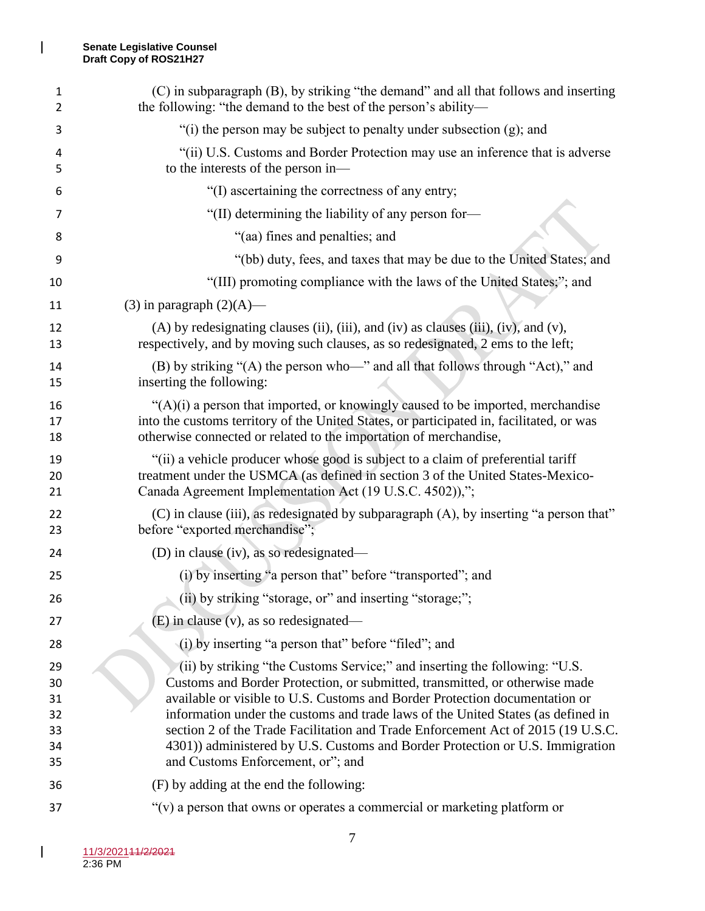(C) in subparagraph (B), by striking "the demand" and all that follows and inserting the following: "the demand to the best of the person's ability—

"(i) the person may be subject to penalty under subsection (g); and

"(ii) U.S. Customs and Border Protection may use an inference that is adverse to the interests of the person in—

"(I) ascertaining the correctness of any entry;

"(II) determining the liability of any person for—

"(aa) fines and penalties; and

"(bb) duty, fees, and taxes that may be due to the United States; and

"(III) promoting compliance with the laws of the United States;"; and

(3) in paragraph (2)(A)—

(A) by redesignating clauses (ii), (iii), and (iv) as clauses (iii), (iv), and (v), respectively, and by moving such clauses, as so redesignated, 2 ems to the left;

(B) by striking "(A) the person who—" and all that follows through "Act)," and inserting the following:

"(A)(i) a person that imported, or knowingly caused to be imported, merchandise into the customs territory of the United States, or participated in, facilitated, or was otherwise connected or related to the importation of merchandise,

"(ii) a vehicle producer whose good is subject to a claim of preferential tariff treatment under the USMCA (as defined in section 3 of the United States-Mexico-Canada Agreement Implementation Act (19 U.S.C. 4502)),";

(C) in clause (iii), as redesignated by subparagraph (A), by inserting "a person that" before "exported merchandise";

(D) in clause (iv), as so redesignated—

(i) by inserting "a person that" before "transported"; and

(ii) by striking "storage, or" and inserting "storage;";

(E) in clause (v), as so redesignated—

(i) by inserting "a person that" before "filed"; and

(ii) by striking "the Customs Service;" and inserting the following: "U.S. Customs and Border Protection, or submitted, transmitted, or otherwise made available or visible to U.S. Customs and Border Protection documentation or information under the customs and trade laws of the United States (as defined in section 2 of the Trade Facilitation and Trade Enforcement Act of 2015 (19 U.S.C. 4301)) administered by U.S. Customs and Border Protection or U.S. Immigration and Customs Enforcement, or"; and

(F) by adding at the end the following:

"(v) a person that owns or operates a commercial or marketing platform or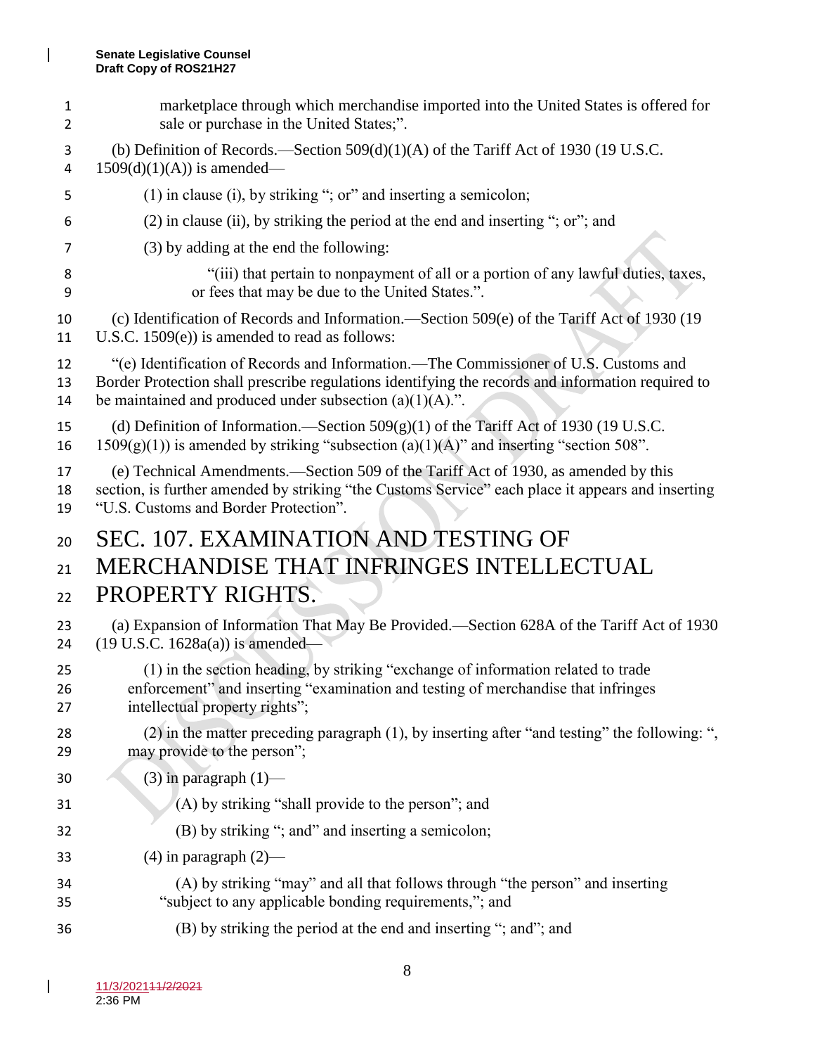marketplace through which merchandise imported into the United States is offered for sale or purchase in the United States;".

(b) Definition of Records.—Section 509(d)(1)(A) of the Tariff Act of 1930 (19 U.S.C. 1509(d)(1)(A)) is amended—

(1) in clause (i), by striking "; or" and inserting a semicolon;

(2) in clause (ii), by striking the period at the end and inserting "; or"; and

(3) by adding at the end the following:

"(iii) that pertain to nonpayment of all or a portion of any lawful duties, taxes, or fees that may be due to the United States.".

(c) Identification of Records and Information.—Section 509(e) of the Tariff Act of 1930 (19 U.S.C. 1509(e)) is amended to read as follows:

"(e) Identification of Records and Information.—The Commissioner of U.S. Customs and Border Protection shall prescribe regulations identifying the records and information required to be maintained and produced under subsection (a)(1)(A).".

(d) Definition of Information.—Section 509(g)(1) of the Tariff Act of 1930 (19 U.S.C. 1509(g)(1)) is amended by striking "subsection (a)(1)(A)" and inserting "section 508".

(e) Technical Amendments.—Section 509 of the Tariff Act of 1930, as amended by this section, is further amended by striking "the Customs Service" each place it appears and inserting "U.S. Customs and Border Protection".

# SEC. 107. EXAMINATION AND TESTING OF MERCHANDISE THAT INFRINGES INTELLECTUAL PROPERTY RIGHTS.

(a) Expansion of Information That May Be Provided.—Section 628A of the Tariff Act of 1930 (19 U.S.C. 1628a(a)) is amended—

(1) in the section heading, by striking "exchange of information related to trade enforcement" and inserting "examination and testing of merchandise that infringes intellectual property rights";

(2) in the matter preceding paragraph (1), by inserting after "and testing" the following: ", may provide to the person";

(3) in paragraph (1)—

(A) by striking "shall provide to the person"; and

(B) by striking "; and" and inserting a semicolon;

(4) in paragraph (2)—

(A) by striking "may" and all that follows through "the person" and inserting "subject to any applicable bonding requirements,"; and

(B) by striking the period at the end and inserting "; and"; and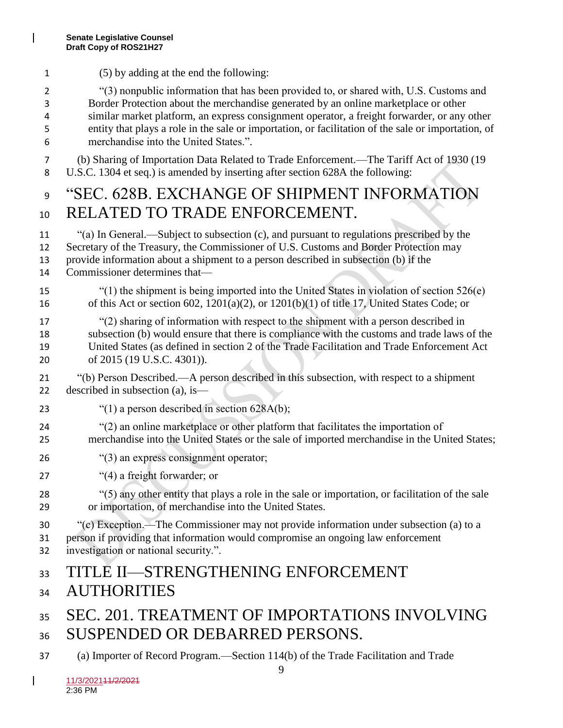(5) by adding at the end the following:

"(3) nonpublic information that has been provided to, or shared with, U.S. Customs and Border Protection about the merchandise generated by an online marketplace or other similar market platform, an express consignment operator, a freight forwarder, or any other entity that plays a role in the sale or importation, or facilitation of the sale or importation, of merchandise into the United States.".

(b) Sharing of Importation Data Related to Trade Enforcement.—The Tariff Act of 1930 (19 U.S.C. 1304 et seq.) is amended by inserting after section 628A the following:

# "SEC. 628B. EXCHANGE OF SHIPMENT INFORMATION RELATED TO TRADE ENFORCEMENT.

"(a) In General.—Subject to subsection (c), and pursuant to regulations prescribed by the Secretary of the Treasury, the Commissioner of U.S. Customs and Border Protection may provide information about a shipment to a person described in subsection (b) if the Commissioner determines that—

"(1) the shipment is being imported into the United States in violation of section 526(e) of this Act or section 602, 1201(a)(2), or 1201(b)(1) of title 17, United States Code; or

"(2) sharing of information with respect to the shipment with a person described in subsection (b) would ensure that there is compliance with the customs and trade laws of the United States (as defined in section 2 of the Trade Facilitation and Trade Enforcement Act of 2015 (19 U.S.C. 4301)).

"(b) Person Described.—A person described in this subsection, with respect to a shipment described in subsection (a), is—

"(1) a person described in section 628A(b);

"(2) an online marketplace or other platform that facilitates the importation of merchandise into the United States or the sale of imported merchandise in the United States;

"(3) an express consignment operator;

"(4) a freight forwarder; or

"(5) any other entity that plays a role in the sale or importation, or facilitation of the sale or importation, of merchandise into the United States.

"(c) Exception.—The Commissioner may not provide information under subsection (a) to a person if providing that information would compromise an ongoing law enforcement investigation or national security.".

# TITLE II—STRENGTHENING ENFORCEMENT AUTHORITIES

# SEC. 201. TREATMENT OF IMPORTATIONS INVOLVING SUSPENDED OR DEBARRED PERSONS.

(a) Importer of Record Program.—Section 114(b) of the Trade Facilitation and Trade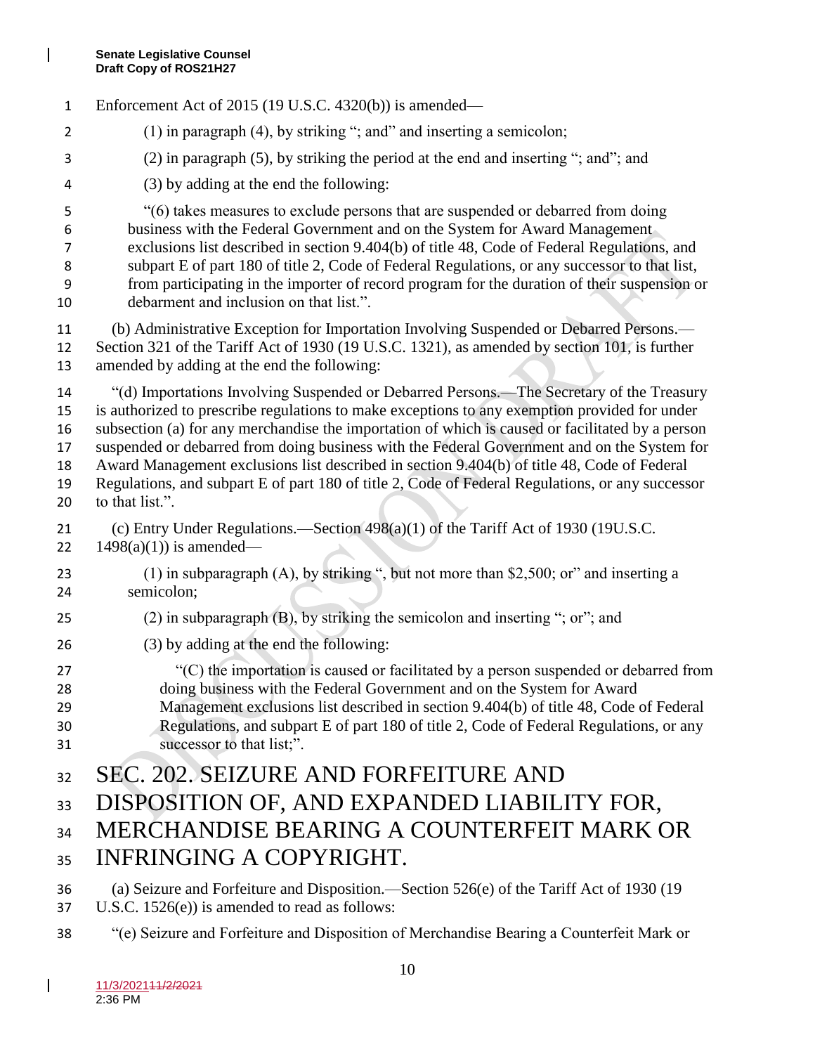Enforcement Act of 2015 (19 U.S.C. 4320(b)) is amended—

(1) in paragraph (4), by striking "; and" and inserting a semicolon;

(2) in paragraph (5), by striking the period at the end and inserting "; and"; and

(3) by adding at the end the following:

"(6) takes measures to exclude persons that are suspended or debarred from doing business with the Federal Government and on the System for Award Management exclusions list described in section 9.404(b) of title 48, Code of Federal Regulations, and subpart E of part 180 of title 2, Code of Federal Regulations, or any successor to that list, from participating in the importer of record program for the duration of their suspension or debarment and inclusion on that list.".

(b) Administrative Exception for Importation Involving Suspended or Debarred Persons.—Section 321 of the Tariff Act of 1930 (19 U.S.C. 1321), as amended by section 101, is further amended by adding at the end the following:

"(d) Importations Involving Suspended or Debarred Persons.—The Secretary of the Treasury is authorized to prescribe regulations to make exceptions to any exemption provided for under subsection (a) for any merchandise the importation of which is caused or facilitated by a person suspended or debarred from doing business with the Federal Government and on the System for Award Management exclusions list described in section 9.404(b) of title 48, Code of Federal Regulations, and subpart E of part 180 of title 2, Code of Federal Regulations, or any successor to that list.".

(c) Entry Under Regulations.—Section 498(a)(1) of the Tariff Act of 1930 (19U.S.C. 1498(a)(1)) is amended—

(1) in subparagraph (A), by striking ", but not more than $2,500; or" and inserting a semicolon;

(2) in subparagraph (B), by striking the semicolon and inserting "; or"; and

(3) by adding at the end the following:

"(C) the importation is caused or facilitated by a person suspended or debarred from doing business with the Federal Government and on the System for Award Management exclusions list described in section 9.404(b) of title 48, Code of Federal Regulations, and subpart E of part 180 of title 2, Code of Federal Regulations, or any successor to that list;".

# SEC. 202. SEIZURE AND FORFEITURE AND DISPOSITION OF, AND EXPANDED LIABILITY FOR, MERCHANDISE BEARING A COUNTERFEIT MARK OR INFRINGING A COPYRIGHT.

(a) Seizure and Forfeiture and Disposition.—Section 526(e) of the Tariff Act of 1930 (19 U.S.C. 1526(e)) is amended to read as follows:

"(e) Seizure and Forfeiture and Disposition of Merchandise Bearing a Counterfeit Mark or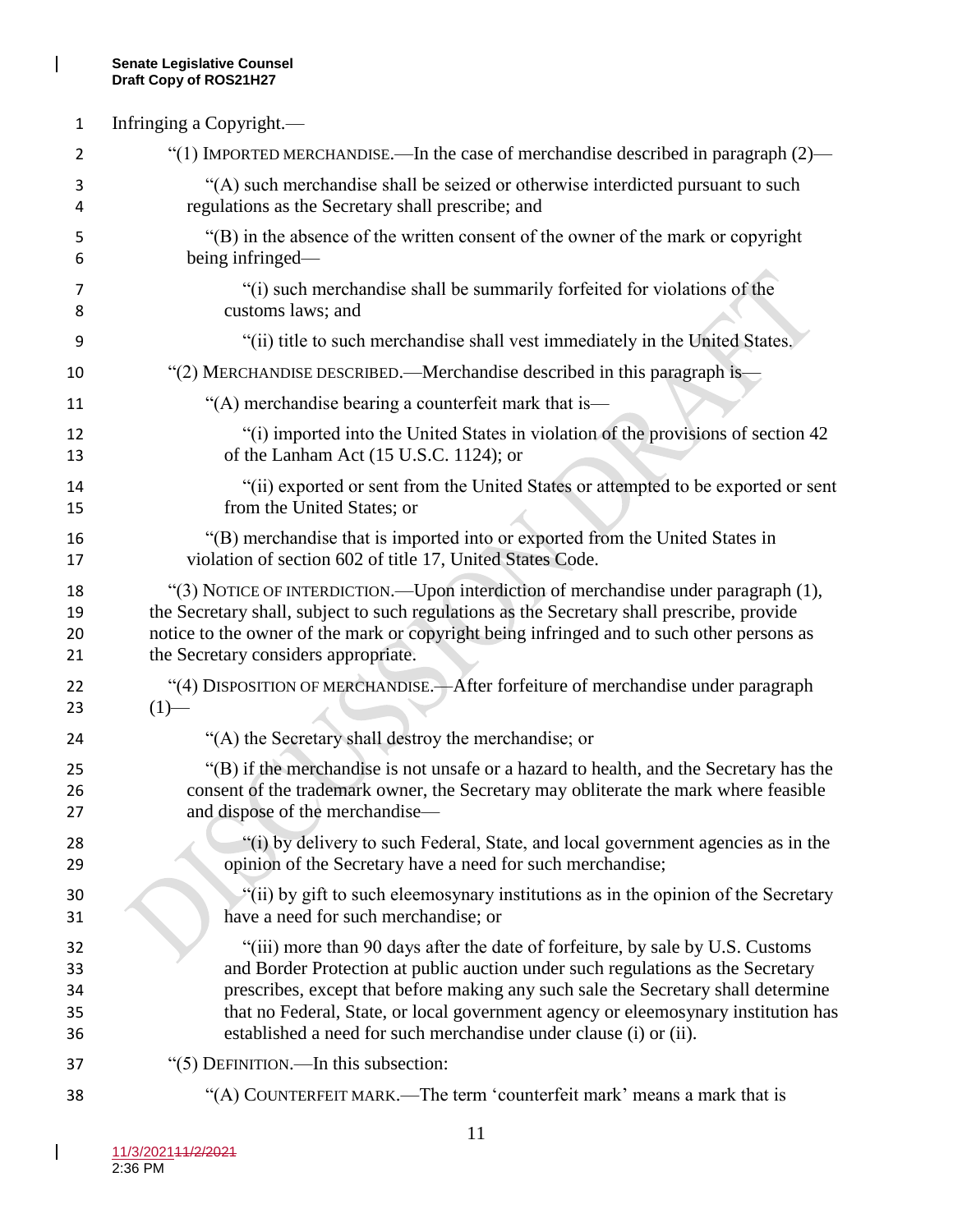Infringing a Copyright.—

"(1) IMPORTED MERCHANDISE.—In the case of merchandise described in paragraph (2)—

"(A) such merchandise shall be seized or otherwise interdicted pursuant to such regulations as the Secretary shall prescribe; and

"(B) in the absence of the written consent of the owner of the mark or copyright being infringed—

"(i) such merchandise shall be summarily forfeited for violations of the customs laws; and

"(ii) title to such merchandise shall vest immediately in the United States.

"(2) MERCHANDISE DESCRIBED.—Merchandise described in this paragraph is—

"(A) merchandise bearing a counterfeit mark that is—

"(i) imported into the United States in violation of the provisions of section 42 of the Lanham Act (15 U.S.C. 1124); or

"(ii) exported or sent from the United States or attempted to be exported or sent from the United States; or

"(B) merchandise that is imported into or exported from the United States in violation of section 602 of title 17, United States Code.

"(3) NOTICE OF INTERDICTION.—Upon interdiction of merchandise under paragraph (1), the Secretary shall, subject to such regulations as the Secretary shall prescribe, provide notice to the owner of the mark or copyright being infringed and to such other persons as the Secretary considers appropriate.

"(4) DISPOSITION OF MERCHANDISE.—After forfeiture of merchandise under paragraph (1)—

"(A) the Secretary shall destroy the merchandise; or

"(B) if the merchandise is not unsafe or a hazard to health, and the Secretary has the consent of the trademark owner, the Secretary may obliterate the mark where feasible and dispose of the merchandise—

"(i) by delivery to such Federal, State, and local government agencies as in the opinion of the Secretary have a need for such merchandise;

"(ii) by gift to such eleemosynary institutions as in the opinion of the Secretary have a need for such merchandise; or

"(iii) more than 90 days after the date of forfeiture, by sale by U.S. Customs and Border Protection at public auction under such regulations as the Secretary prescribes, except that before making any such sale the Secretary shall determine that no Federal, State, or local government agency or eleemosynary institution has established a need for such merchandise under clause (i) or (ii).

"(5) DEFINITION.—In this subsection:

"(A) COUNTERFEIT MARK.—The term 'counterfeit mark' means a mark that is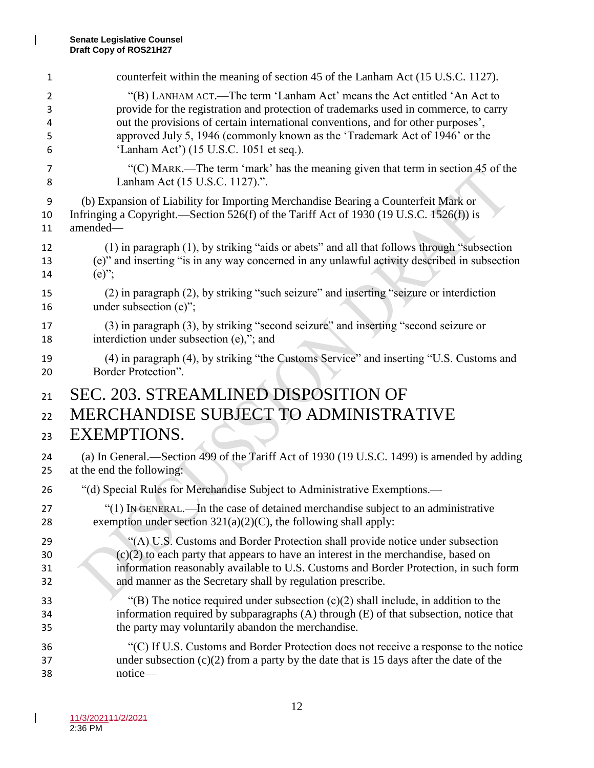counterfeit within the meaning of section 45 of the Lanham Act (15 U.S.C. 1127).

"(B) LANHAM ACT.—The term 'Lanham Act' means the Act entitled 'An Act to provide for the registration and protection of trademarks used in commerce, to carry out the provisions of certain international conventions, and for other purposes', approved July 5, 1946 (commonly known as the 'Trademark Act of 1946' or the 'Lanham Act') (15 U.S.C. 1051 et seq.).

"(C) MARK.—The term 'mark' has the meaning given that term in section 45 of the Lanham Act (15 U.S.C. 1127).".

(b) Expansion of Liability for Importing Merchandise Bearing a Counterfeit Mark or Infringing a Copyright.—Section 526(f) of the Tariff Act of 1930 (19 U.S.C. 1526(f)) is amended—

(1) in paragraph (1), by striking "aids or abets" and all that follows through "subsection (e)" and inserting "is in any way concerned in any unlawful activity described in subsection (e)";

(2) in paragraph (2), by striking "such seizure" and inserting "seizure or interdiction under subsection (e)";

(3) in paragraph (3), by striking "second seizure" and inserting "second seizure or interdiction under subsection (e),"; and

(4) in paragraph (4), by striking "the Customs Service" and inserting "U.S. Customs and Border Protection".

# SEC. 203. STREAMLINED DISPOSITION OF MERCHANDISE SUBJECT TO ADMINISTRATIVE EXEMPTIONS.

(a) In General.—Section 499 of the Tariff Act of 1930 (19 U.S.C. 1499) is amended by adding at the end the following:

"(d) Special Rules for Merchandise Subject to Administrative Exemptions.—

"(1) IN GENERAL.—In the case of detained merchandise subject to an administrative exemption under section 321(a)(2)(C), the following shall apply:

"(A) U.S. Customs and Border Protection shall provide notice under subsection (c)(2) to each party that appears to have an interest in the merchandise, based on information reasonably available to U.S. Customs and Border Protection, in such form and manner as the Secretary shall by regulation prescribe.

"(B) The notice required under subsection (c)(2) shall include, in addition to the information required by subparagraphs (A) through (E) of that subsection, notice that the party may voluntarily abandon the merchandise.

"(C) If U.S. Customs and Border Protection does not receive a response to the notice under subsection (c)(2) from a party by the date that is 15 days after the date of the notice—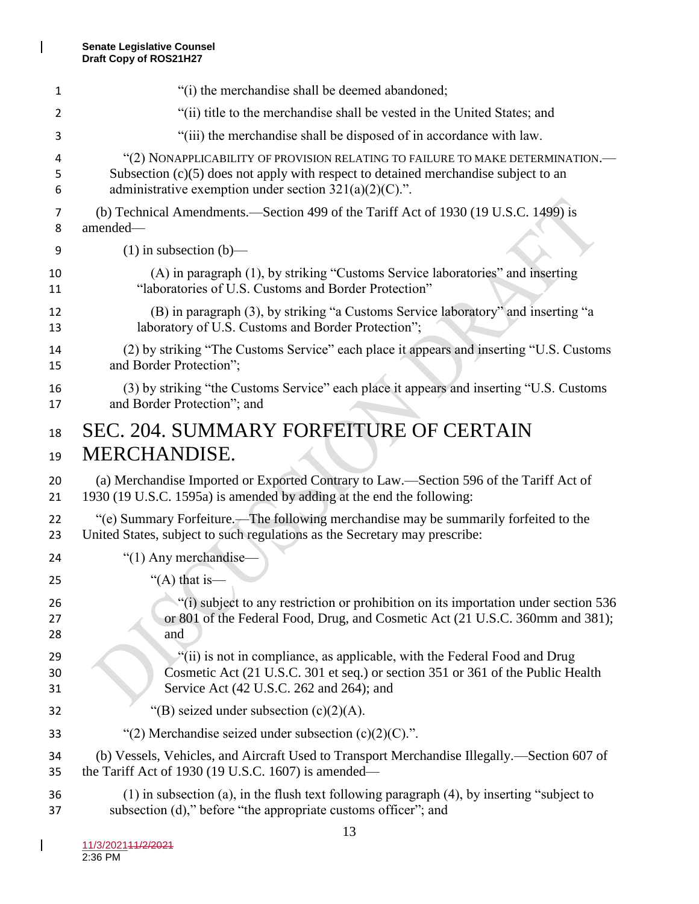"(i) the merchandise shall be deemed abandoned;

"(ii) title to the merchandise shall be vested in the United States; and

"(iii) the merchandise shall be disposed of in accordance with law.

"(2) NONAPPLICABILITY OF PROVISION RELATING TO FAILURE TO MAKE DETERMINATION.—Subsection (c)(5) does not apply with respect to detained merchandise subject to an administrative exemption under section 321(a)(2)(C).".

(b) Technical Amendments.—Section 499 of the Tariff Act of 1930 (19 U.S.C. 1499) is amended—

(1) in subsection (b)—

(A) in paragraph (1), by striking "Customs Service laboratories" and inserting "laboratories of U.S. Customs and Border Protection"

(B) in paragraph (3), by striking "a Customs Service laboratory" and inserting "a laboratory of U.S. Customs and Border Protection";

(2) by striking "The Customs Service" each place it appears and inserting "U.S. Customs and Border Protection";

(3) by striking "the Customs Service" each place it appears and inserting "U.S. Customs and Border Protection"; and

# SEC. 204. SUMMARY FORFEITURE OF CERTAIN MERCHANDISE.

(a) Merchandise Imported or Exported Contrary to Law.—Section 596 of the Tariff Act of 1930 (19 U.S.C. 1595a) is amended by adding at the end the following:

"(e) Summary Forfeiture.—The following merchandise may be summarily forfeited to the United States, subject to such regulations as the Secretary may prescribe:

"(1) Any merchandise—

"(A) that is—

"(i) subject to any restriction or prohibition on its importation under section 536 or 801 of the Federal Food, Drug, and Cosmetic Act (21 U.S.C. 360mm and 381); and

"(ii) is not in compliance, as applicable, with the Federal Food and Drug Cosmetic Act (21 U.S.C. 301 et seq.) or section 351 or 361 of the Public Health Service Act (42 U.S.C. 262 and 264); and

"(B) seized under subsection (c)(2)(A).

"(2) Merchandise seized under subsection (c)(2)(C).".

(b) Vessels, Vehicles, and Aircraft Used to Transport Merchandise Illegally.—Section 607 of the Tariff Act of 1930 (19 U.S.C. 1607) is amended—

(1) in subsection (a), in the flush text following paragraph (4), by inserting "subject to subsection (d)," before "the appropriate customs officer"; and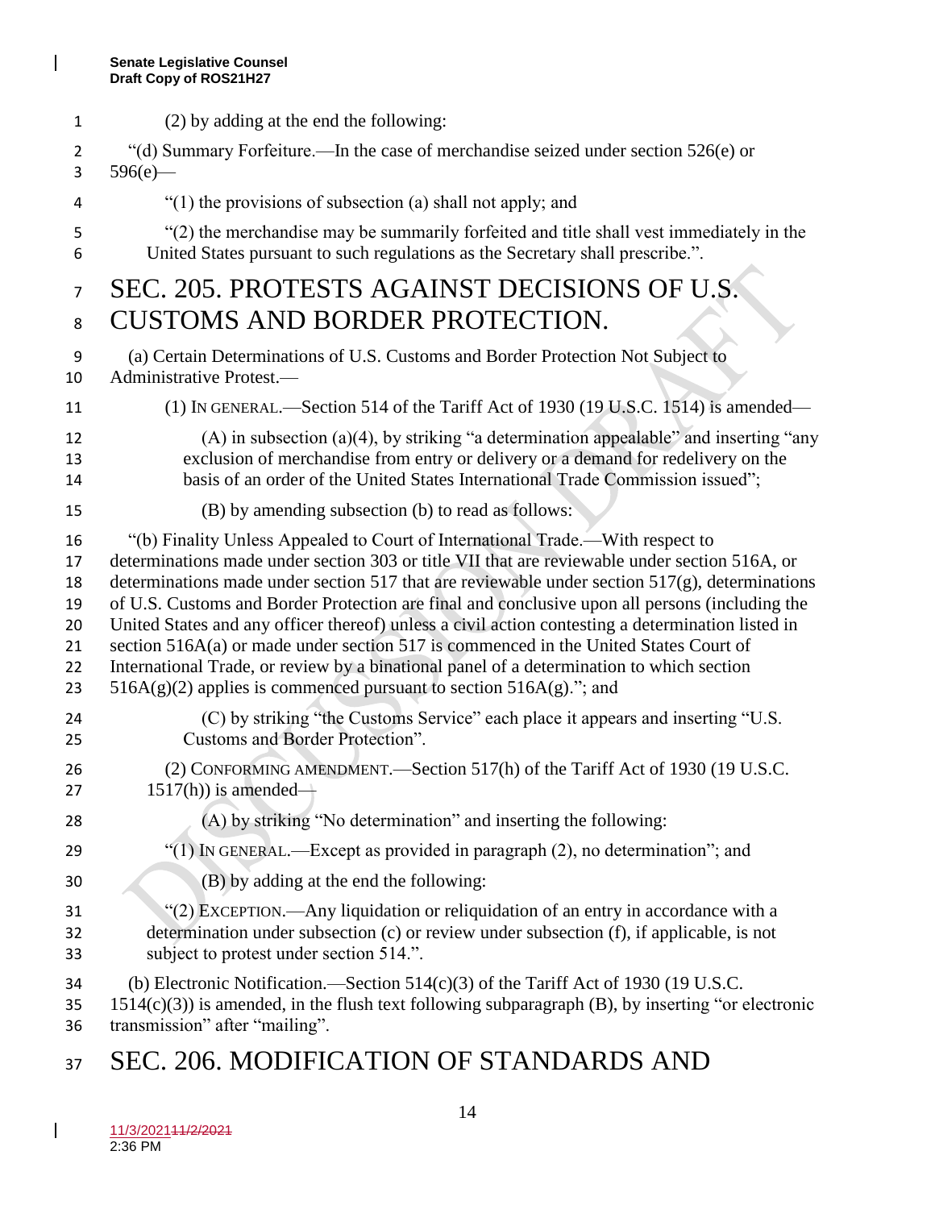(2) by adding at the end the following:

"(d) Summary Forfeiture.—In the case of merchandise seized under section 526(e) or 596(e)—

"(1) the provisions of subsection (a) shall not apply; and

"(2) the merchandise may be summarily forfeited and title shall vest immediately in the United States pursuant to such regulations as the Secretary shall prescribe.".

# SEC. 205. PROTESTS AGAINST DECISIONS OF U.S. CUSTOMS AND BORDER PROTECTION.

(a) Certain Determinations of U.S. Customs and Border Protection Not Subject to Administrative Protest.—

(1) IN GENERAL.—Section 514 of the Tariff Act of 1930 (19 U.S.C. 1514) is amended—

(A) in subsection (a)(4), by striking "a determination appealable" and inserting "any exclusion of merchandise from entry or delivery or a demand for redelivery on the basis of an order of the United States International Trade Commission issued";

(B) by amending subsection (b) to read as follows:

"(b) Finality Unless Appealed to Court of International Trade.—With respect to determinations made under section 303 or title VII that are reviewable under section 516A, or determinations made under section 517 that are reviewable under section 517(g), determinations of U.S. Customs and Border Protection are final and conclusive upon all persons (including the United States and any officer thereof) unless a civil action contesting a determination listed in section 516A(a) or made under section 517 is commenced in the United States Court of International Trade, or review by a binational panel of a determination to which section 516A(g)(2) applies is commenced pursuant to section 516A(g)."; and

(C) by striking "the Customs Service" each place it appears and inserting "U.S. Customs and Border Protection".

(2) CONFORMING AMENDMENT.—Section 517(h) of the Tariff Act of 1930 (19 U.S.C. 1517(h)) is amended—

(A) by striking "No determination" and inserting the following:

"(1) IN GENERAL.—Except as provided in paragraph (2), no determination"; and

(B) by adding at the end the following:

"(2) EXCEPTION.—Any liquidation or reliquidation of an entry in accordance with a determination under subsection (c) or review under subsection (f), if applicable, is not subject to protest under section 514.".

(b) Electronic Notification.—Section 514(c)(3) of the Tariff Act of 1930 (19 U.S.C. 1514(c)(3)) is amended, in the flush text following subparagraph (B), by inserting "or electronic transmission" after "mailing".

# SEC. 206. MODIFICATION OF STANDARDS AND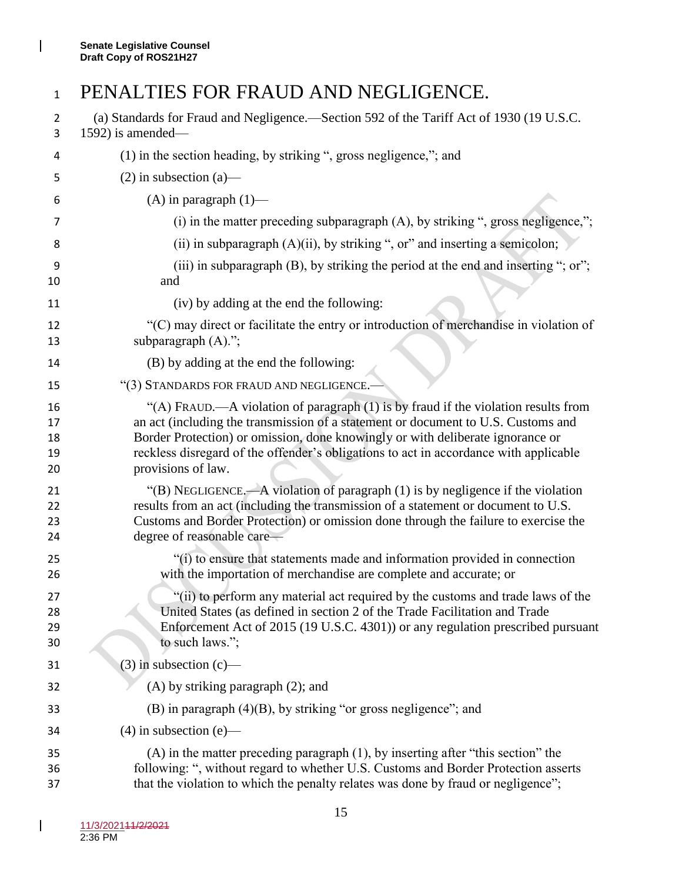# PENALTIES FOR FRAUD AND NEGLIGENCE.

(a) Standards for Fraud and Negligence.—Section 592 of the Tariff Act of 1930 (19 U.S.C. 1592) is amended—

(1) in the section heading, by striking ", gross negligence,"; and

(2) in subsection (a)—

(A) in paragraph (1)—

(i) in the matter preceding subparagraph (A), by striking ", gross negligence,";

(ii) in subparagraph (A)(ii), by striking ", or" and inserting a semicolon;

(iii) in subparagraph (B), by striking the period at the end and inserting "; or"; and

(iv) by adding at the end the following:

"(C) may direct or facilitate the entry or introduction of merchandise in violation of subparagraph (A).";

(B) by adding at the end the following:

"(3) STANDARDS FOR FRAUD AND NEGLIGENCE.—

"(A) FRAUD.—A violation of paragraph (1) is by fraud if the violation results from an act (including the transmission of a statement or document to U.S. Customs and Border Protection) or omission, done knowingly or with deliberate ignorance or reckless disregard of the offender's obligations to act in accordance with applicable provisions of law.

"(B) NEGLIGENCE.—A violation of paragraph (1) is by negligence if the violation results from an act (including the transmission of a statement or document to U.S. Customs and Border Protection) or omission done through the failure to exercise the degree of reasonable care—

"(i) to ensure that statements made and information provided in connection with the importation of merchandise are complete and accurate; or

"(ii) to perform any material act required by the customs and trade laws of the United States (as defined in section 2 of the Trade Facilitation and Trade Enforcement Act of 2015 (19 U.S.C. 4301)) or any regulation prescribed pursuant to such laws.";

(3) in subsection (c)—

(A) by striking paragraph (2); and

(B) in paragraph (4)(B), by striking "or gross negligence"; and

(4) in subsection (e)—

(A) in the matter preceding paragraph (1), by inserting after "this section" the following: ", without regard to whether U.S. Customs and Border Protection asserts that the violation to which the penalty relates was done by fraud or negligence";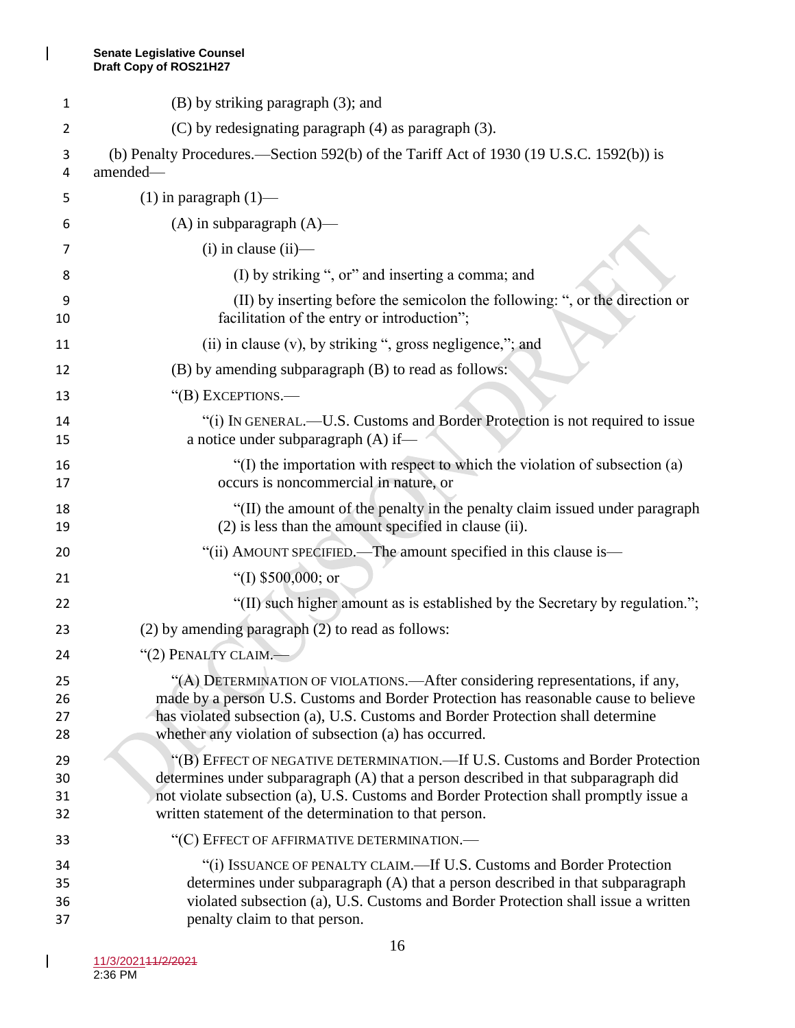(B) by striking paragraph (3); and

(C) by redesignating paragraph (4) as paragraph (3).

(b) Penalty Procedures.—Section 592(b) of the Tariff Act of 1930 (19 U.S.C. 1592(b)) is amended—

(1) in paragraph (1)—

(A) in subparagraph (A)—

(i) in clause (ii)—

(I) by striking ", or" and inserting a comma; and

(II) by inserting before the semicolon the following: ", or the direction or facilitation of the entry or introduction";

(ii) in clause (v), by striking ", gross negligence,"; and

(B) by amending subparagraph (B) to read as follows:

"(B) EXCEPTIONS.—

"(i) IN GENERAL.—U.S. Customs and Border Protection is not required to issue a notice under subparagraph (A) if—

"(I) the importation with respect to which the violation of subsection (a) occurs is noncommercial in nature, or

"(II) the amount of the penalty in the penalty claim issued under paragraph (2) is less than the amount specified in clause (ii).

"(ii) AMOUNT SPECIFIED.—The amount specified in this clause is—

"(I) $500,000; or

"(II) such higher amount as is established by the Secretary by regulation.";

(2) by amending paragraph (2) to read as follows:

"(2) PENALTY CLAIM.—

"(A) DETERMINATION OF VIOLATIONS.—After considering representations, if any, made by a person U.S. Customs and Border Protection has reasonable cause to believe has violated subsection (a), U.S. Customs and Border Protection shall determine whether any violation of subsection (a) has occurred.

"(B) EFFECT OF NEGATIVE DETERMINATION.—If U.S. Customs and Border Protection determines under subparagraph (A) that a person described in that subparagraph did not violate subsection (a), U.S. Customs and Border Protection shall promptly issue a written statement of the determination to that person.

"(C) EFFECT OF AFFIRMATIVE DETERMINATION.—

"(i) ISSUANCE OF PENALTY CLAIM.—If U.S. Customs and Border Protection determines under subparagraph (A) that a person described in that subparagraph violated subsection (a), U.S. Customs and Border Protection shall issue a written penalty claim to that person.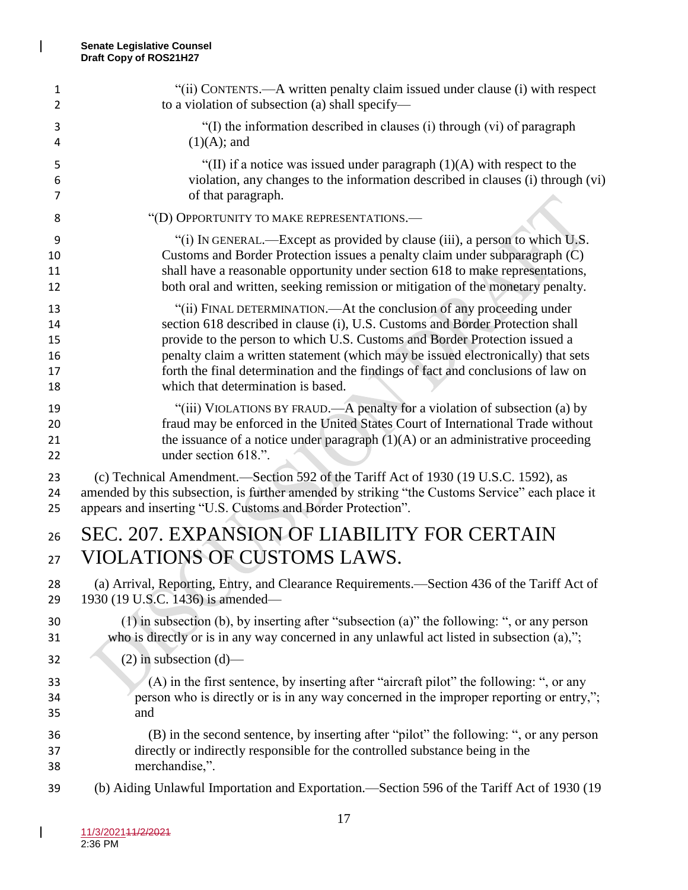"(ii) CONTENTS.—A written penalty claim issued under clause (i) with respect to a violation of subsection (a) shall specify—

"(I) the information described in clauses (i) through (vi) of paragraph (1)(A); and

"(II) if a notice was issued under paragraph (1)(A) with respect to the violation, any changes to the information described in clauses (i) through (vi) of that paragraph.

"(D) OPPORTUNITY TO MAKE REPRESENTATIONS.—

"(i) IN GENERAL.—Except as provided by clause (iii), a person to which U.S. Customs and Border Protection issues a penalty claim under subparagraph (C) shall have a reasonable opportunity under section 618 to make representations, both oral and written, seeking remission or mitigation of the monetary penalty.

"(ii) FINAL DETERMINATION.—At the conclusion of any proceeding under section 618 described in clause (i), U.S. Customs and Border Protection shall provide to the person to which U.S. Customs and Border Protection issued a penalty claim a written statement (which may be issued electronically) that sets forth the final determination and the findings of fact and conclusions of law on which that determination is based.

"(iii) VIOLATIONS BY FRAUD.—A penalty for a violation of subsection (a) by fraud may be enforced in the United States Court of International Trade without the issuance of a notice under paragraph (1)(A) or an administrative proceeding under section 618.".

(c) Technical Amendment.—Section 592 of the Tariff Act of 1930 (19 U.S.C. 1592), as amended by this subsection, is further amended by striking "the Customs Service" each place it appears and inserting "U.S. Customs and Border Protection".

# SEC. 207. EXPANSION OF LIABILITY FOR CERTAIN VIOLATIONS OF CUSTOMS LAWS.

(a) Arrival, Reporting, Entry, and Clearance Requirements.—Section 436 of the Tariff Act of 1930 (19 U.S.C. 1436) is amended—

(1) in subsection (b), by inserting after "subsection (a)" the following: ", or any person who is directly or is in any way concerned in any unlawful act listed in subsection (a),";

(2) in subsection (d)—

(A) in the first sentence, by inserting after "aircraft pilot" the following: ", or any person who is directly or is in any way concerned in the improper reporting or entry,"; and

(B) in the second sentence, by inserting after "pilot" the following: ", or any person directly or indirectly responsible for the controlled substance being in the merchandise,".

(b) Aiding Unlawful Importation and Exportation.—Section 596 of the Tariff Act of 1930 (19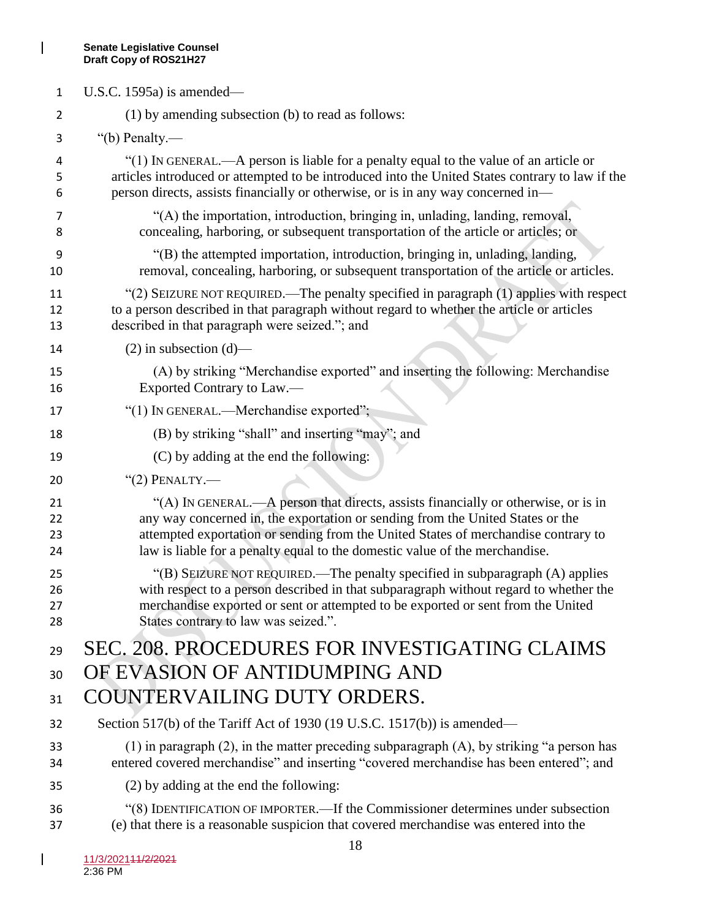U.S.C. 1595a) is amended—

(1) by amending subsection (b) to read as follows:

"(b) Penalty.—

"(1) IN GENERAL.—A person is liable for a penalty equal to the value of an article or articles introduced or attempted to be introduced into the United States contrary to law if the person directs, assists financially or otherwise, or is in any way concerned in—

"(A) the importation, introduction, bringing in, unlading, landing, removal, concealing, harboring, or subsequent transportation of the article or articles; or

"(B) the attempted importation, introduction, bringing in, unlading, landing, removal, concealing, harboring, or subsequent transportation of the article or articles.

"(2) SEIZURE NOT REQUIRED.—The penalty specified in paragraph (1) applies with respect to a person described in that paragraph without regard to whether the article or articles described in that paragraph were seized."; and

(2) in subsection (d)—

(A) by striking "Merchandise exported" and inserting the following: Merchandise Exported Contrary to Law.—

"(1) IN GENERAL.—Merchandise exported";

(B) by striking "shall" and inserting "may"; and

(C) by adding at the end the following:

"(2) PENALTY.—

"(A) IN GENERAL.—A person that directs, assists financially or otherwise, or is in any way concerned in, the exportation or sending from the United States or the attempted exportation or sending from the United States of merchandise contrary to law is liable for a penalty equal to the domestic value of the merchandise.

"(B) SEIZURE NOT REQUIRED.—The penalty specified in subparagraph (A) applies with respect to a person described in that subparagraph without regard to whether the merchandise exported or sent or attempted to be exported or sent from the United States contrary to law was seized.".

# SEC. 208. PROCEDURES FOR INVESTIGATING CLAIMS OF EVASION OF ANTIDUMPING AND COUNTERVAILING DUTY ORDERS.

Section 517(b) of the Tariff Act of 1930 (19 U.S.C. 1517(b)) is amended—

(1) in paragraph (2), in the matter preceding subparagraph (A), by striking "a person has entered covered merchandise" and inserting "covered merchandise has been entered"; and

(2) by adding at the end the following:

"(8) IDENTIFICATION OF IMPORTER.—If the Commissioner determines under subsection (e) that there is a reasonable suspicion that covered merchandise was entered into the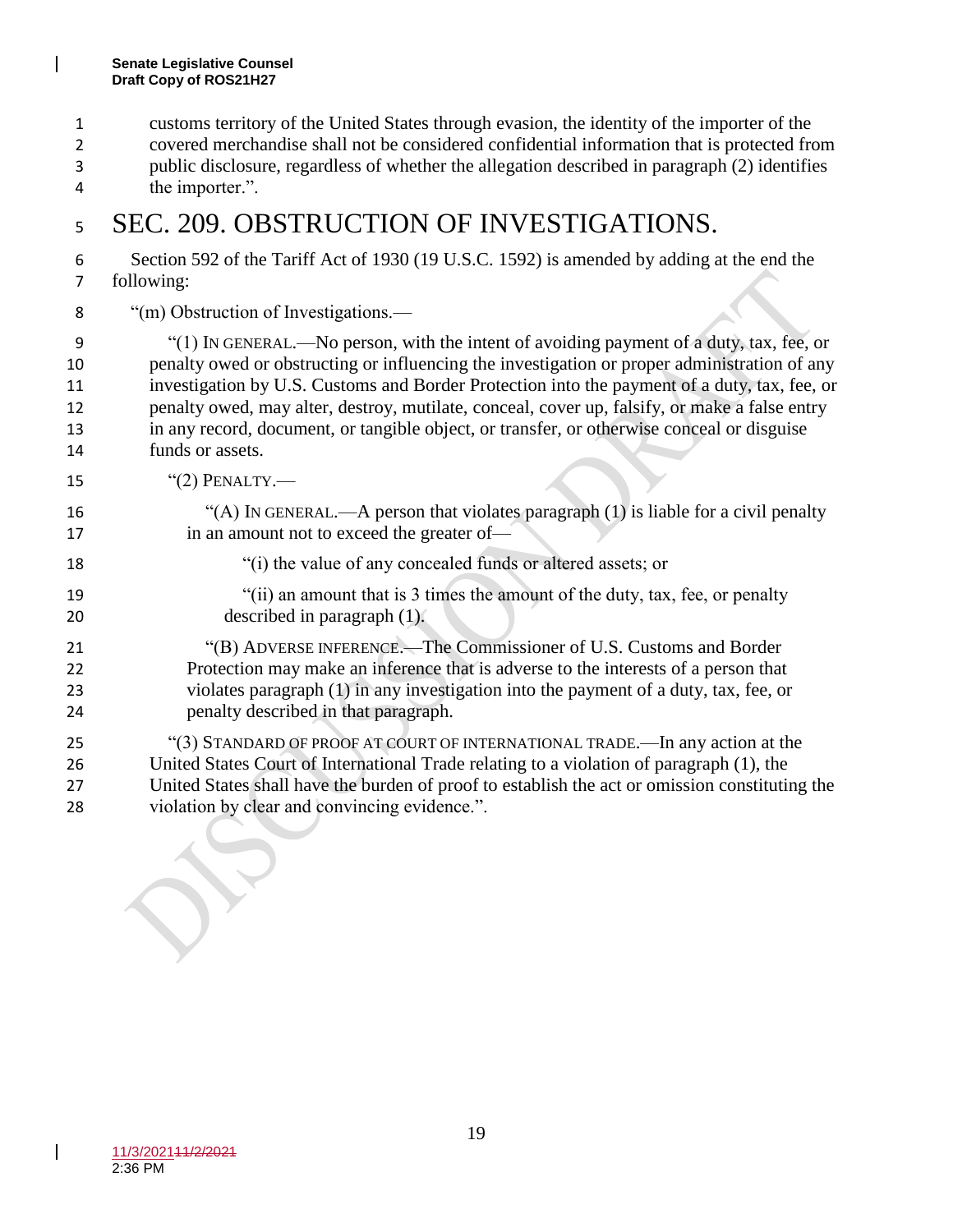customs territory of the United States through evasion, the identity of the importer of the covered merchandise shall not be considered confidential information that is protected from public disclosure, regardless of whether the allegation described in paragraph (2) identifies the importer.".

# SEC. 209. OBSTRUCTION OF INVESTIGATIONS.

Section 592 of the Tariff Act of 1930 (19 U.S.C. 1592) is amended by adding at the end the following:

"(m) Obstruction of Investigations.—

"(1) IN GENERAL.—No person, with the intent of avoiding payment of a duty, tax, fee, or penalty owed or obstructing or influencing the investigation or proper administration of any investigation by U.S. Customs and Border Protection into the payment of a duty, tax, fee, or penalty owed, may alter, destroy, mutilate, conceal, cover up, falsify, or make a false entry in any record, document, or tangible object, or transfer, or otherwise conceal or disguise funds or assets.

"(2) PENALTY.—

"(A) IN GENERAL.—A person that violates paragraph (1) is liable for a civil penalty in an amount not to exceed the greater of—

"(i) the value of any concealed funds or altered assets; or

"(ii) an amount that is 3 times the amount of the duty, tax, fee, or penalty described in paragraph (1).

"(B) ADVERSE INFERENCE.—The Commissioner of U.S. Customs and Border Protection may make an inference that is adverse to the interests of a person that violates paragraph (1) in any investigation into the payment of a duty, tax, fee, or penalty described in that paragraph.

"(3) STANDARD OF PROOF AT COURT OF INTERNATIONAL TRADE.—In any action at the United States Court of International Trade relating to a violation of paragraph (1), the United States shall have the burden of proof to establish the act or omission constituting the violation by clear and convincing evidence.".